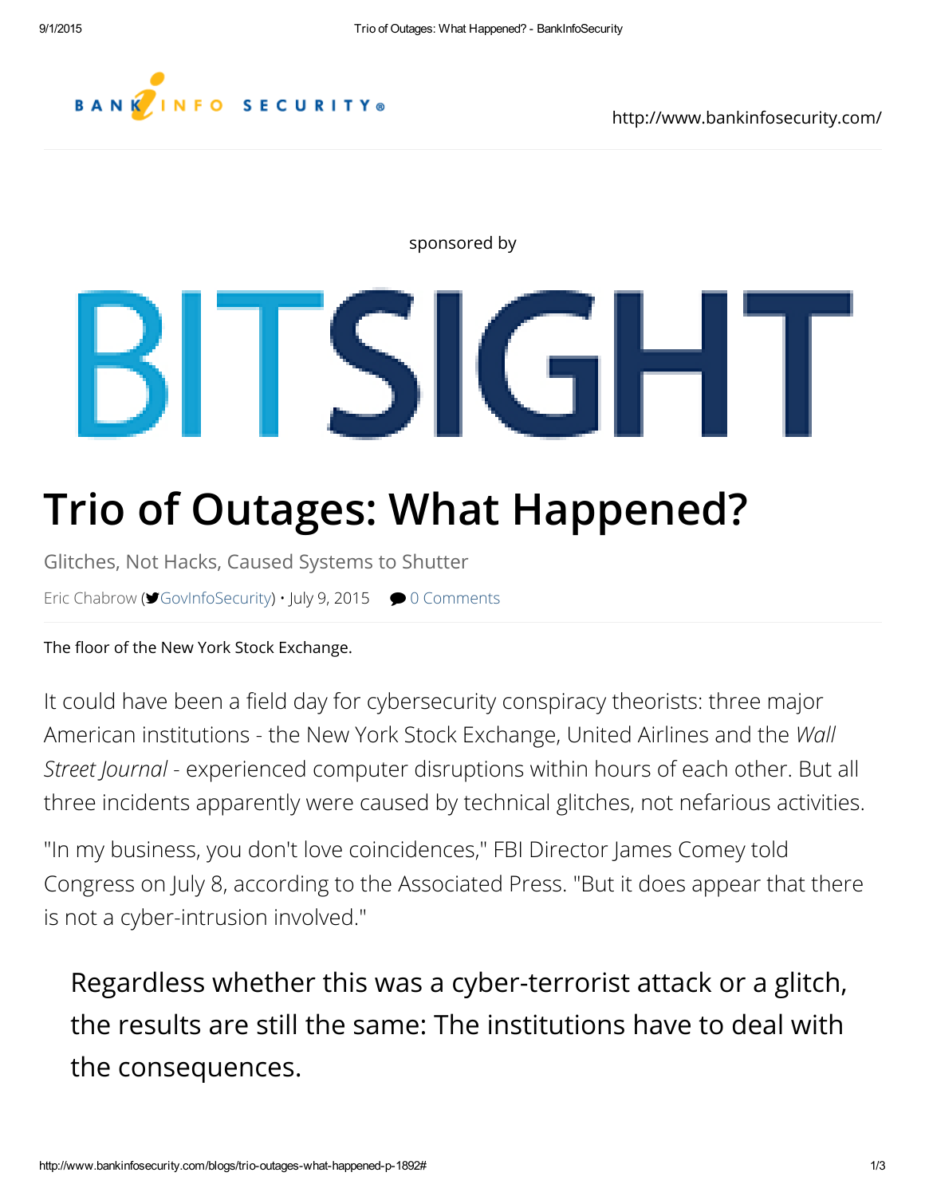http://www.bankinfosecurity.com/

sponsored by

BITSIGHT

# Trio of Outages: What Happened?

Glitches, Not Hacks, Caused Systems to Shutter

Eric Chabrow (GovInfoSecurity) • July 9, 2015 0 Comments

The floor of the New York Stock Exchange.

It could have been a field day for cybersecurity conspiracy theorists: three major American institutions - the New York Stock Exchange, United Airlines and the *Wall Street Journal* - experienced computer disruptions within hours of each other. But all three incidents apparently were caused by technical glitches, not nefarious activities.

"In my business, you don't love coincidences," FBI Director James Comey told Congress on July 8, according to the Associated Press. "But it does appear that there is not a cyber-intrusion involved."

> Regardless whether this was a cyber-terrorist attack or a glitch, the results are still the same: The institutions have to deal with the consequences.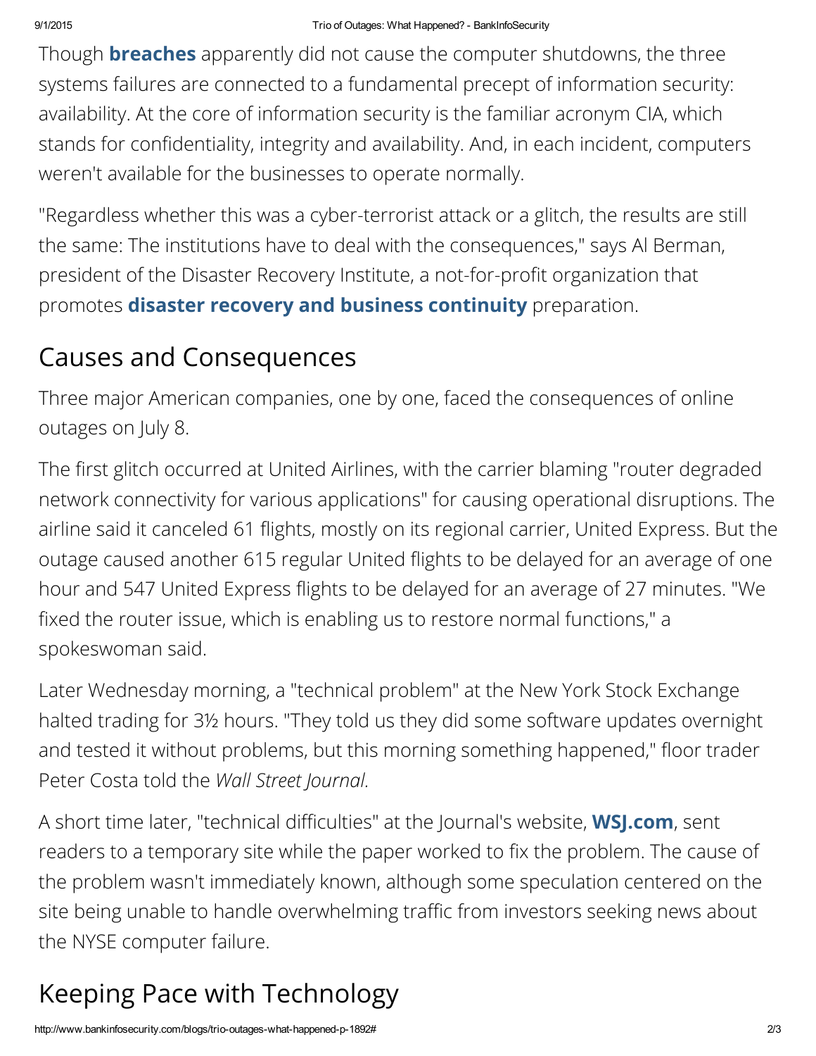Though **breaches** apparently did not cause the computer shutdowns, the three systems failures are connected to a fundamental precept of information security: availability. At the core of information security is the familiar acronym CIA, which stands for confidentiality, integrity and availability. And, in each incident, computers weren't available for the businesses to operate normally.

"Regardless whether this was a cyber-terrorist attack or a glitch, the results are still the same: The institutions have to deal with the consequences," says Al Berman, president of the Disaster Recovery Institute, a not-for-profit organization that promotes **disaster recovery and business continuity** preparation.

## Causes and Consequences

Three major American companies, one by one, faced the consequences of online outages on July 8.

The first glitch occurred at United Airlines, with the carrier blaming "router degraded network connectivity for various applications" for causing operational disruptions. The airline said it canceled 61 flights, mostly on its regional carrier, United Express. But the outage caused another 615 regular United flights to be delayed for an average of one hour and 547 United Express flights to be delayed for an average of 27 minutes. "We fixed the router issue, which is enabling us to restore normal functions," a spokeswoman said.

Later Wednesday morning, a "technical problem" at the New York Stock Exchange halted trading for 3½ hours. "They told us they did some software updates overnight and tested it without problems, but this morning something happened," floor trader Peter Costa told the *Wall Street Journal*.

A short time later, "technical difficulties" at the Journal's website, **WSJ.com**, sent readers to a temporary site while the paper worked to fix the problem. The cause of the problem wasn't immediately known, although some speculation centered on the site being unable to handle overwhelming traffic from investors seeking news about the NYSE computer failure.

## Keeping Pace with Technology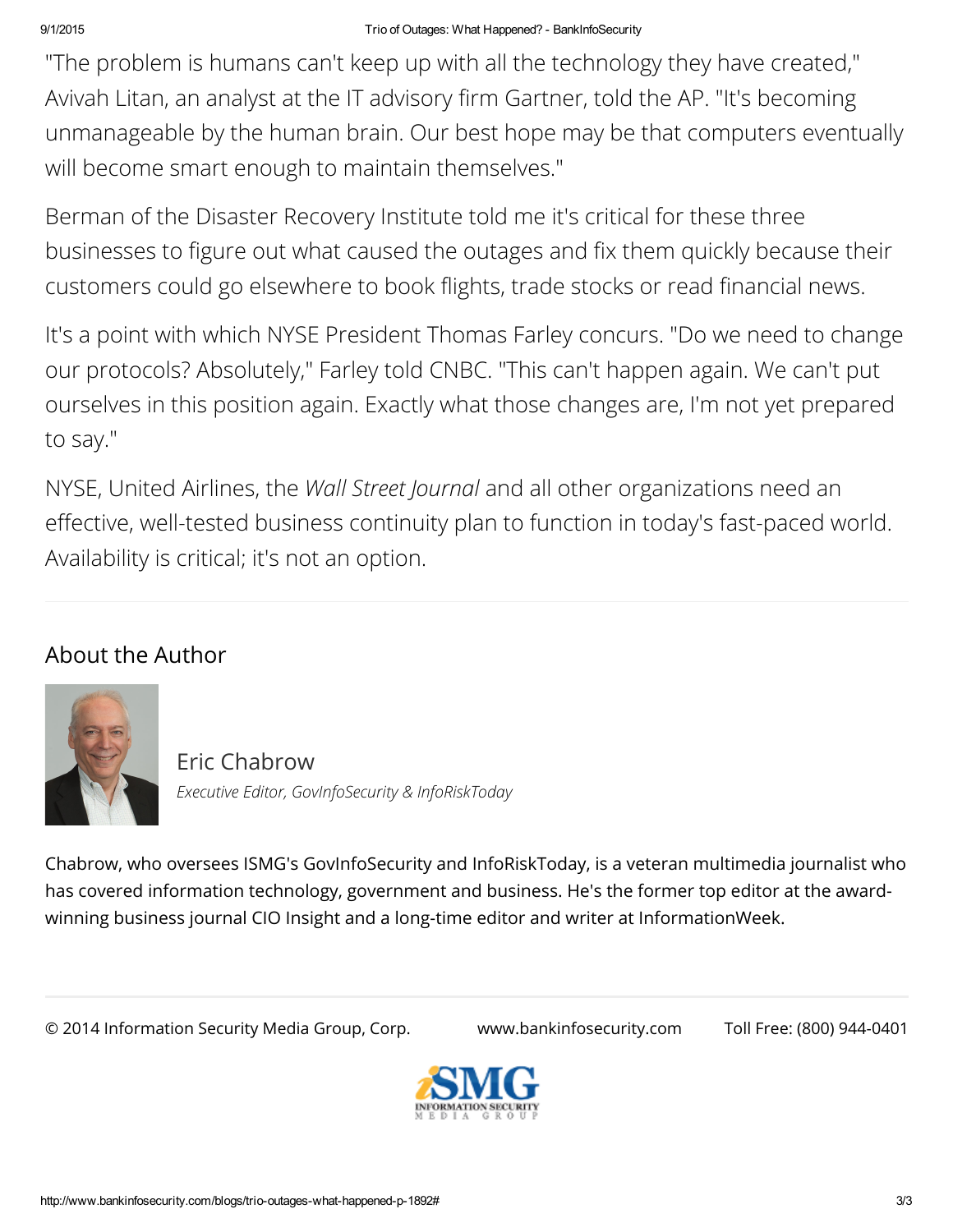"The problem is humans can't keep up with all the technology they have created," Avivah Litan, an analyst at the IT advisory firm Gartner, told the AP. "It's becoming unmanageable by the human brain. Our best hope may be that computers eventually will become smart enough to maintain themselves."

Berman of the Disaster Recovery Institute told me it's critical for these three businesses to figure out what caused the outages and fix them quickly because their customers could go elsewhere to book flights, trade stocks or read financial news.

It's a point with which NYSE President Thomas Farley concurs. "Do we need to change our protocols? Absolutely," Farley told CNBC. "This can't happen again. We can't put ourselves in this position again. Exactly what those changes are, I'm not yet prepared to say."

NYSE, United Airlines, the *Wall Street Journal* and all other organizations need an effective, well-tested business continuity plan to function in today's fast-paced world. Availability is critical; it's not an option.

## About the Author

Eric Chabrow
*Executive Editor, GovInfoSecurity & InfoRiskToday*

Chabrow, who oversees ISMG's GovInfoSecurity and InfoRiskToday, is a veteran multimedia journalist who has covered information technology, government and business. He's the former top editor at the award-winning business journal CIO Insight and a long-time editor and writer at InformationWeek.

© 2014 Information Security Media Group, Corp. www.bankinfosecurity.com Toll Free: (800) 944-0401